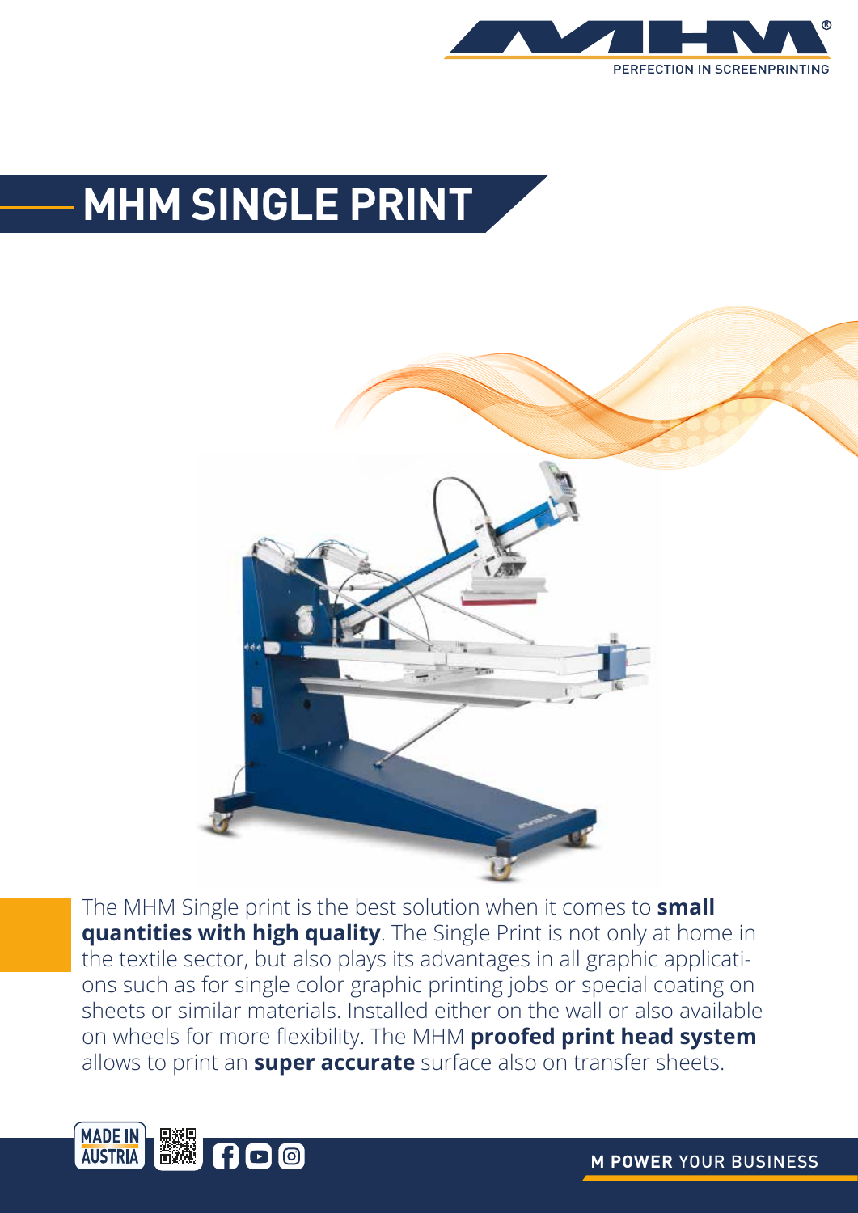# MHM SINGLE PRINT

The MHM Single print is the best solution when it comes to **small quantities with high quality**. The Single Print is not only at home in the textile sector, but also plays its advantages in all graphic applications such as for single color graphic printing jobs or special coating on sheets or similar materials. Installed either on the wall or also available on wheels for more flexibility. The MHM **proofed print head system** allows to print an **super accurate** surface also on transfer sheets.

MADE IN AUSTRIA

**M POWER** YOUR BUSINESS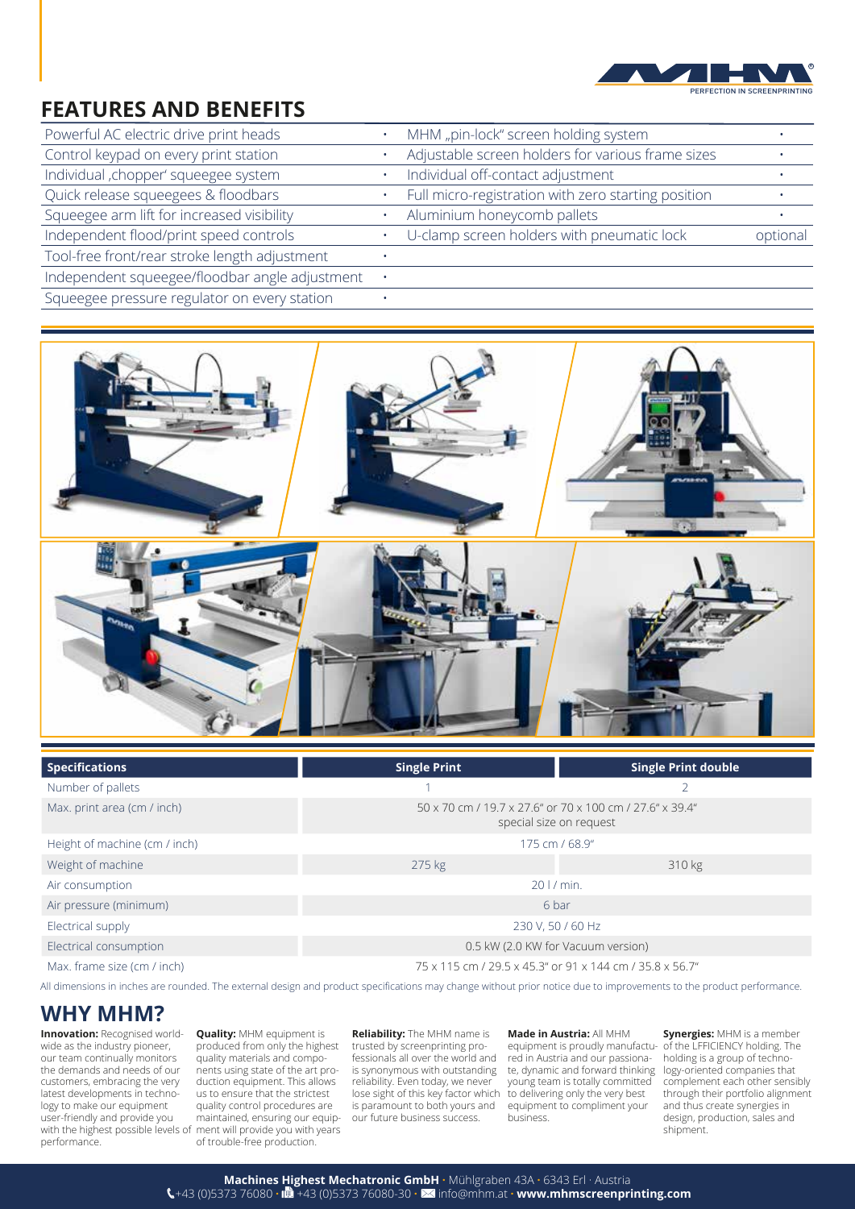## FEATURES AND BENEFITS

| | | | |
|---|---|---|---|
| Powerful AC electric drive print heads | • | MHM „pin-lock“ screen holding system | • |
| Control keypad on every print station | • | Adjustable screen holders for various frame sizes | • |
| Individual ‚chopper' squeegee system | • | Individual off-contact adjustment | • |
| Quick release squeegees & floodbars | • | Full micro-registration with zero starting position | • |
| Squeegee arm lift for increased visibility | • | Aluminium honeycomb pallets | • |
| Independent flood/print speed controls | • | U-clamp screen holders with pneumatic lock | optional |
| Tool-free front/rear stroke length adjustment | • | | |
| Independent squeegee/floodbar angle adjustment | • | | |
| Squeegee pressure regulator on every station | • | | |

| Specifications | Single Print | Single Print double |
|---|---|---|
| Number of pallets | 1 | 2 |
| Max. print area (cm / inch) | 50 x 70 cm / 19.7 x 27.6" or 70 x 100 cm / 27.6" x 39.4" special size on request | |
| Height of machine (cm / inch) | 175 cm / 68.9" | |
| Weight of machine | 275 kg | 310 kg |
| Air consumption | 20 l / min. | |
| Air pressure (minimum) | 6 bar | |
| Electrical supply | 230 V, 50 / 60 Hz | |
| Electrical consumption | 0.5 kW (2.0 KW for Vacuum version) | |
| Max. frame size (cm / inch) | 75 x 115 cm / 29.5 x 45.3" or 91 x 144 cm / 35.8 x 56.7" | |

All dimensions in inches are rounded. The external design and product specifications may change without prior notice due to improvements to the product performance.

## WHY MHM?

**Innovation:** Recognised worldwide as the industry pioneer, our team continually monitors the demands and needs of our customers, embracing the very latest developments in technology to make our equipment user-friendly and provide you with the highest possible levels of performance.

**Quality:** MHM equipment is produced from only the highest quality materials and components using state of the art production equipment. This allows us to ensure that the strictest quality control procedures are maintained, ensuring our equipment will provide you with years of trouble-free production.

**Reliability:** The MHM name is trusted by screenprinting professionals all over the world and is synonymous with outstanding reliability. Even today, we never lose sight of this key factor which is paramount to both yours and our future business success.

**Made in Austria:** All MHM equipment is proudly manufactured in Austria and our passionate, dynamic and forward thinking young team is totally committed to delivering only the very best equipment to compliment your business.

**Synergies:** MHM is a member of the LFFICIENCY holding. The holding is a group of technology-oriented companies that complement each other sensibly through their portfolio alignment and thus create synergies in design, production, sales and shipment.

**Machines Highest Mechatronic GmbH** · Mühlgraben 43A · 6343 Erl · Austria
+43 (0)5373 76080 · +43 (0)5373 76080-30 · info@mhm.at · **www.mhmscreenprinting.com**